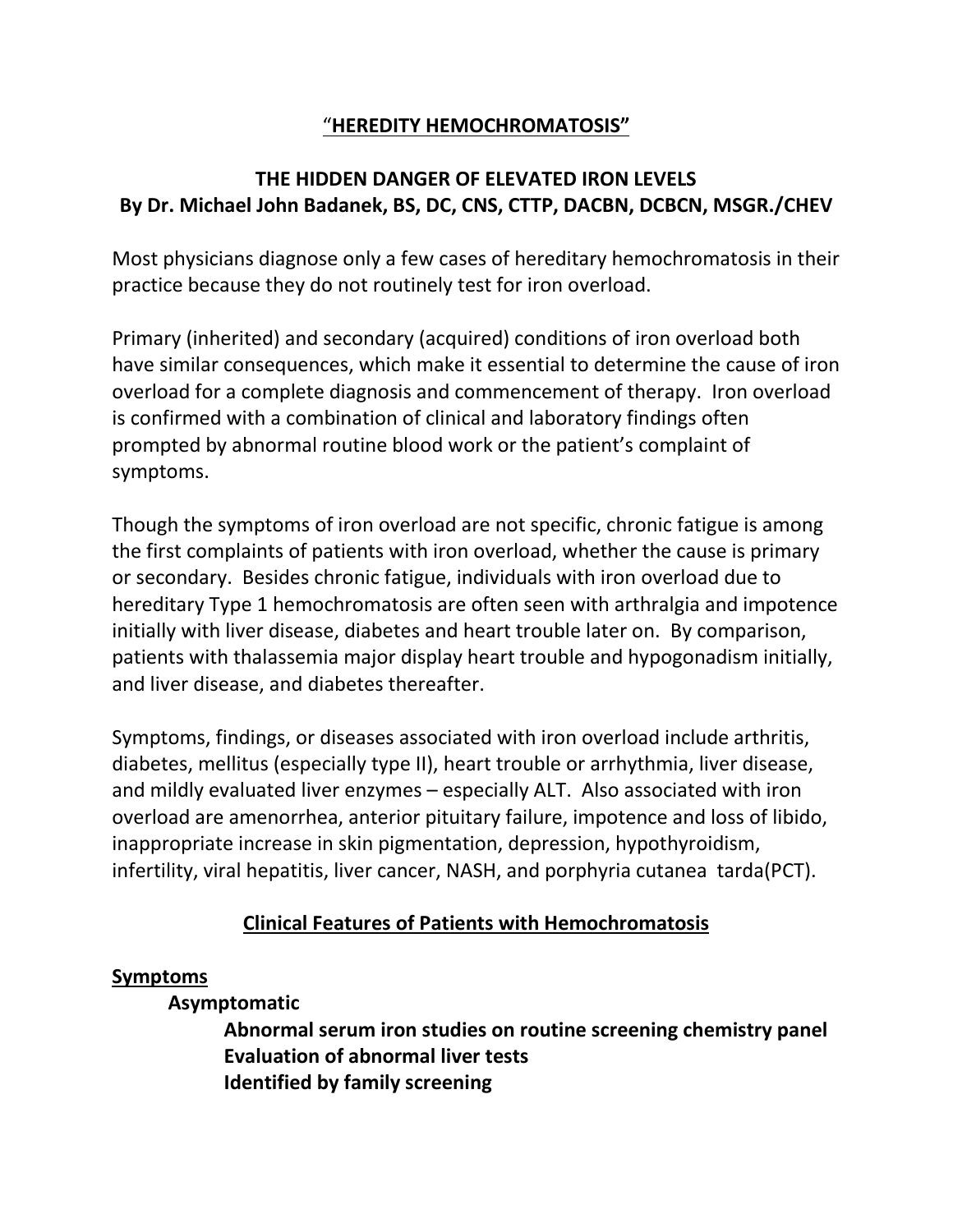# "HEREDITY HEMOCHROMATOSIS"

## THE HIDDEN DANGER OF ELEVATED IRON LEVELS
## By Dr. Michael John Badanek, BS, DC, CNS, CTTP, DACBN, DCBCN, MSGR./CHEV

Most physicians diagnose only a few cases of hereditary hemochromatosis in their practice because they do not routinely test for iron overload.

Primary (inherited) and secondary (acquired) conditions of iron overload both have similar consequences, which make it essential to determine the cause of iron overload for a complete diagnosis and commencement of therapy. Iron overload is confirmed with a combination of clinical and laboratory findings often prompted by abnormal routine blood work or the patient's complaint of symptoms.

Though the symptoms of iron overload are not specific, chronic fatigue is among the first complaints of patients with iron overload, whether the cause is primary or secondary. Besides chronic fatigue, individuals with iron overload due to hereditary Type 1 hemochromatosis are often seen with arthralgia and impotence initially with liver disease, diabetes and heart trouble later on. By comparison, patients with thalassemia major display heart trouble and hypogonadism initially, and liver disease, and diabetes thereafter.

Symptoms, findings, or diseases associated with iron overload include arthritis, diabetes, mellitus (especially type II), heart trouble or arrhythmia, liver disease, and mildly evaluated liver enzymes – especially ALT. Also associated with iron overload are amenorrhea, anterior pituitary failure, impotence and loss of libido, inappropriate increase in skin pigmentation, depression, hypothyroidism, infertility, viral hepatitis, liver cancer, NASH, and porphyria cutanea tarda(PCT).

## Clinical Features of Patients with Hemochromatosis

### Symptoms

- **Asymptomatic**
  - **Abnormal serum iron studies on routine screening chemistry panel**
  - **Evaluation of abnormal liver tests**
  - **Identified by family screening**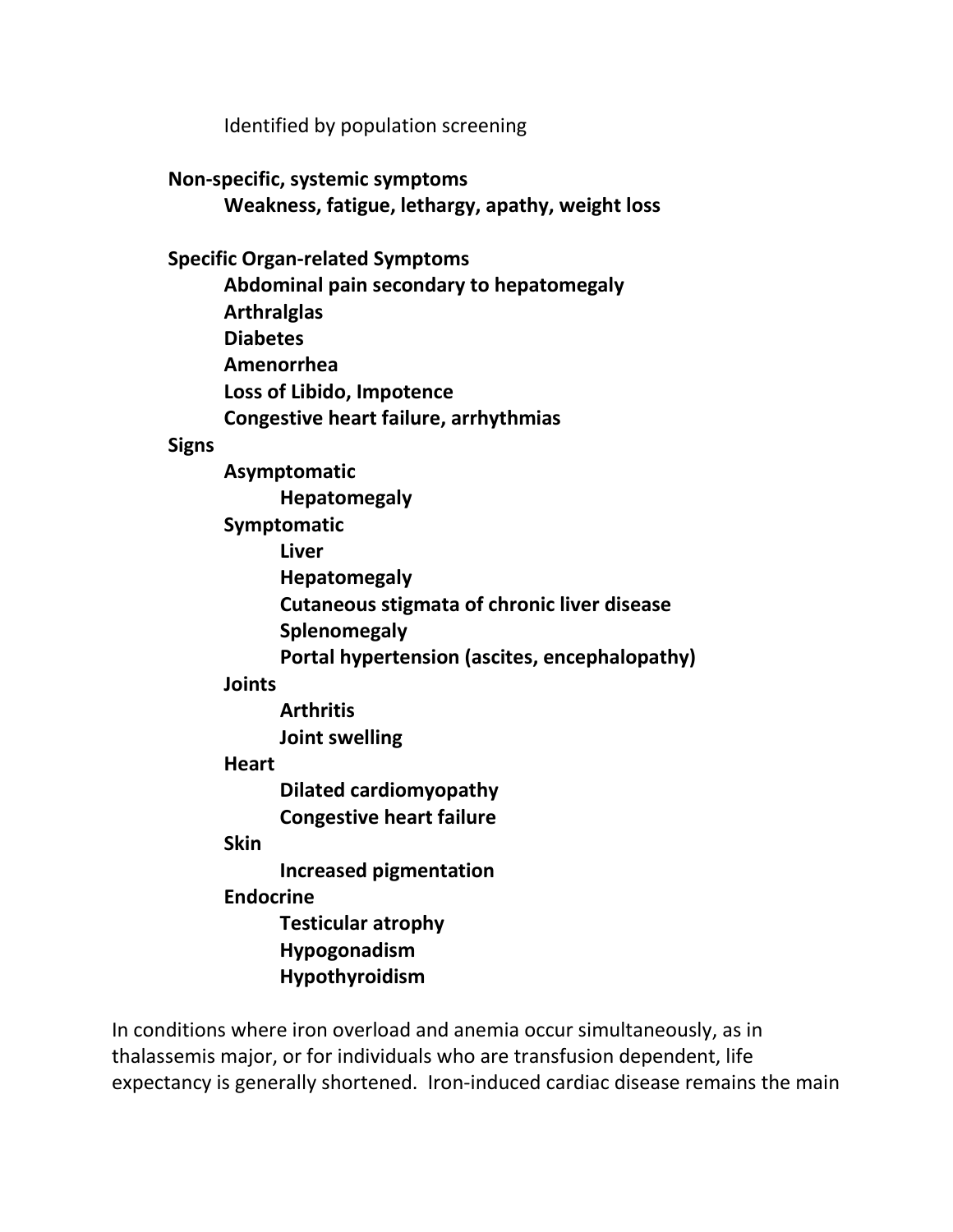Identified by population screening

**Non-specific, systemic symptoms**

- **Weakness, fatigue, lethargy, apathy, weight loss**

**Specific Organ-related Symptoms**

- **Abdominal pain secondary to hepatomegaly**
- **Arthralglas**
- **Diabetes**
- **Amenorrhea**
- **Loss of Libido, Impotence**
- **Congestive heart failure, arrhythmias**

**Signs**

- **Asymptomatic**
  - **Hepatomegaly**
- **Symptomatic**
  - **Liver**
  - **Hepatomegaly**
  - **Cutaneous stigmata of chronic liver disease**
  - **Splenomegaly**
  - **Portal hypertension (ascites, encephalopathy)**
- **Joints**
  - **Arthritis**
  - **Joint swelling**
- **Heart**
  - **Dilated cardiomyopathy**
  - **Congestive heart failure**
- **Skin**
  - **Increased pigmentation**
- **Endocrine**
  - **Testicular atrophy**
  - **Hypogonadism**
  - **Hypothyroidism**

In conditions where iron overload and anemia occur simultaneously, as in thalassemis major, or for individuals who are transfusion dependent, life expectancy is generally shortened. Iron-induced cardiac disease remains the main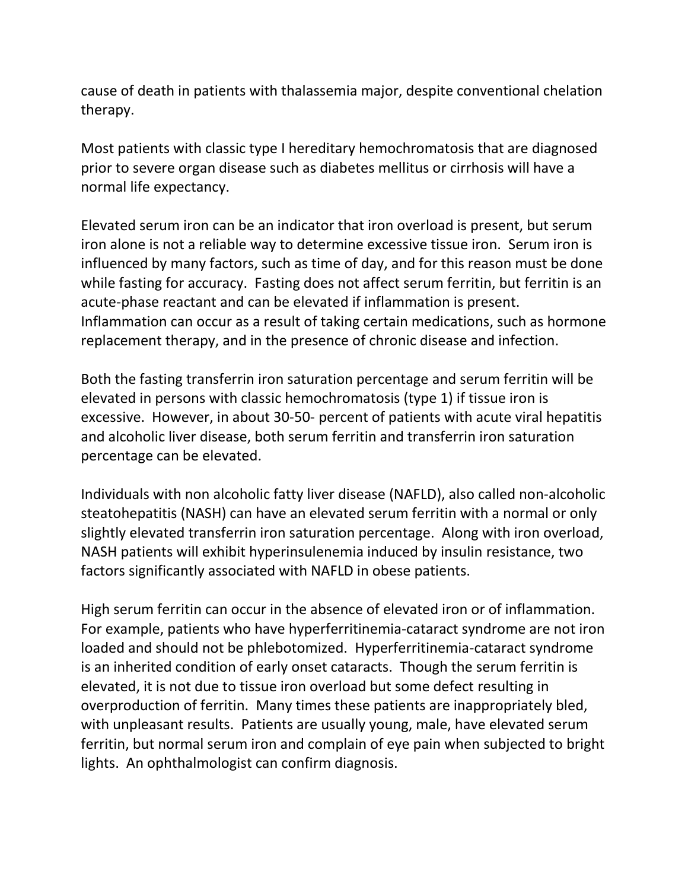cause of death in patients with thalassemia major, despite conventional chelation therapy.

Most patients with classic type I hereditary hemochromatosis that are diagnosed prior to severe organ disease such as diabetes mellitus or cirrhosis will have a normal life expectancy.

Elevated serum iron can be an indicator that iron overload is present, but serum iron alone is not a reliable way to determine excessive tissue iron. Serum iron is influenced by many factors, such as time of day, and for this reason must be done while fasting for accuracy. Fasting does not affect serum ferritin, but ferritin is an acute-phase reactant and can be elevated if inflammation is present. Inflammation can occur as a result of taking certain medications, such as hormone replacement therapy, and in the presence of chronic disease and infection.

Both the fasting transferrin iron saturation percentage and serum ferritin will be elevated in persons with classic hemochromatosis (type 1) if tissue iron is excessive. However, in about 30-50- percent of patients with acute viral hepatitis and alcoholic liver disease, both serum ferritin and transferrin iron saturation percentage can be elevated.

Individuals with non alcoholic fatty liver disease (NAFLD), also called non-alcoholic steatohepatitis (NASH) can have an elevated serum ferritin with a normal or only slightly elevated transferrin iron saturation percentage. Along with iron overload, NASH patients will exhibit hyperinsulenemia induced by insulin resistance, two factors significantly associated with NAFLD in obese patients.

High serum ferritin can occur in the absence of elevated iron or of inflammation. For example, patients who have hyperferritinemia-cataract syndrome are not iron loaded and should not be phlebotomized. Hyperferritinemia-cataract syndrome is an inherited condition of early onset cataracts. Though the serum ferritin is elevated, it is not due to tissue iron overload but some defect resulting in overproduction of ferritin. Many times these patients are inappropriately bled, with unpleasant results. Patients are usually young, male, have elevated serum ferritin, but normal serum iron and complain of eye pain when subjected to bright lights. An ophthalmologist can confirm diagnosis.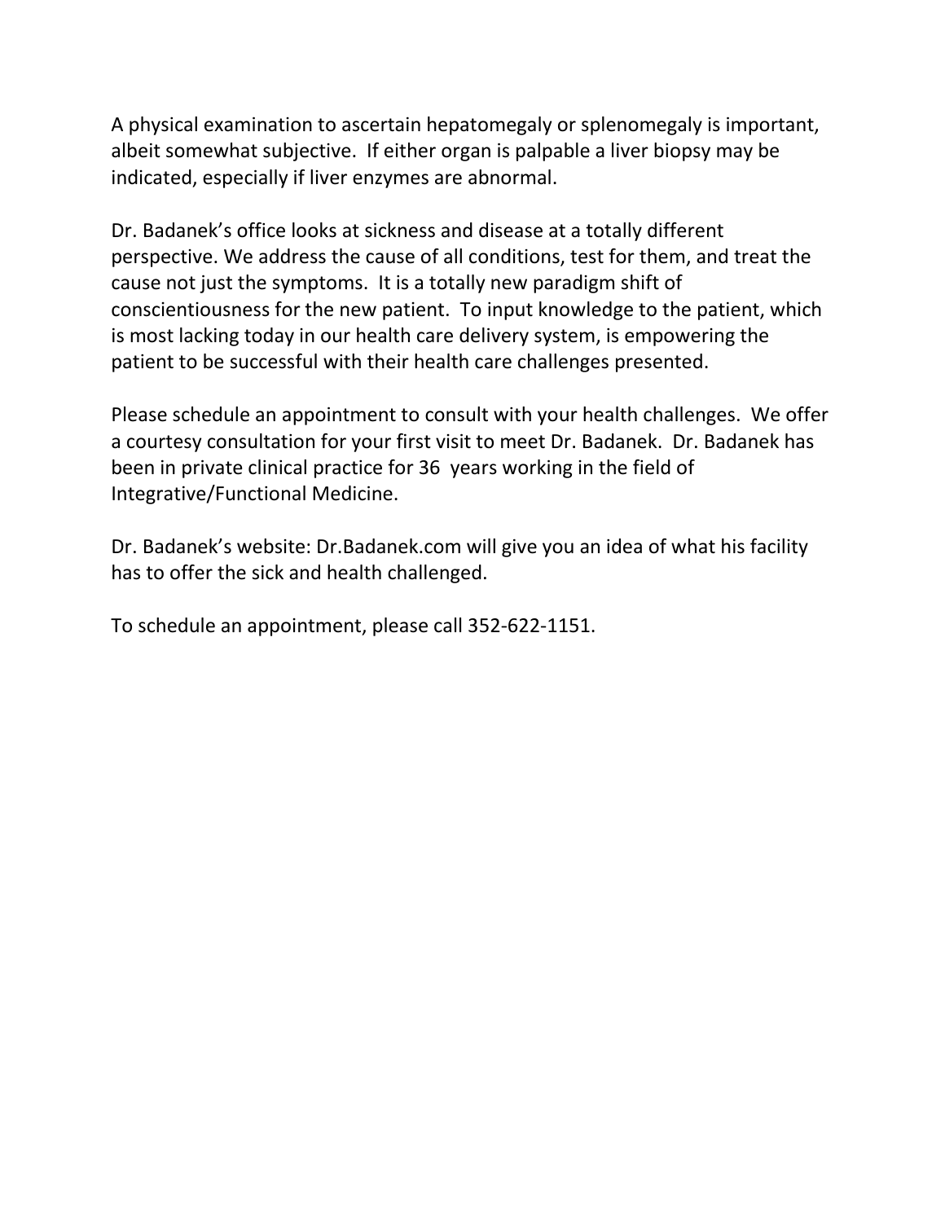A physical examination to ascertain hepatomegaly or splenomegaly is important, albeit somewhat subjective. If either organ is palpable a liver biopsy may be indicated, especially if liver enzymes are abnormal.

Dr. Badanek's office looks at sickness and disease at a totally different perspective. We address the cause of all conditions, test for them, and treat the cause not just the symptoms. It is a totally new paradigm shift of conscientiousness for the new patient. To input knowledge to the patient, which is most lacking today in our health care delivery system, is empowering the patient to be successful with their health care challenges presented.

Please schedule an appointment to consult with your health challenges. We offer a courtesy consultation for your first visit to meet Dr. Badanek. Dr. Badanek has been in private clinical practice for 36 years working in the field of Integrative/Functional Medicine.

Dr. Badanek's website: Dr.Badanek.com will give you an idea of what his facility has to offer the sick and health challenged.

To schedule an appointment, please call 352-622-1151.